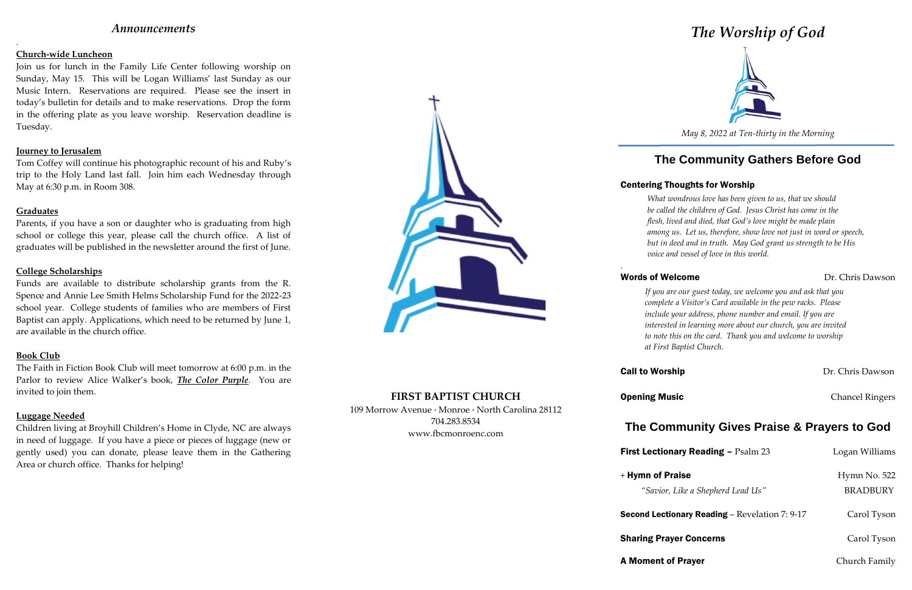## *Announcements*

**Church-wide Luncheon**

Join us for lunch in the Family Life Center following worship on Sunday, May 15. This will be Logan Williams' last Sunday as our Music Intern. Reservations are required. Please see the insert in today's bulletin for details and to make reservations. Drop the form in the offering plate as you leave worship. Reservation deadline is Tuesday.

**Journey to Jerusalem**

Tom Coffey will continue his photographic recount of his and Ruby's trip to the Holy Land last fall. Join him each Wednesday through May at 6:30 p.m. in Room 308.

**Graduates**

Parents, if you have a son or daughter who is graduating from high school or college this year, please call the church office. A list of graduates will be published in the newsletter around the first of June.

**College Scholarships**

Funds are available to distribute scholarship grants from the R. Spence and Annie Lee Smith Helms Scholarship Fund for the 2022-23 school year. College students of families who are members of First Baptist can apply. Applications, which need to be returned by June 1, are available in the church office.

**Book Club**

The Faith in Fiction Book Club will meet tomorrow at 6:00 p.m. in the Parlor to review Alice Walker's book, ***The Color Purple***. You are invited to join them.

**Luggage Needed**

Children living at Broyhill Children's Home in Clyde, NC are always in need of luggage. If you have a piece or pieces of luggage (new or gently used) you can donate, please leave them in the Gathering Area or church office. Thanks for helping!

**FIRST BAPTIST CHURCH**

109 Morrow Avenue · Monroe · North Carolina 28112
704.283.8534
www.fbcmonroenc.com

# *The Worship of God*

*May 8, 2022 at Ten-thirty in the Morning*

## The Community Gathers Before God

**Centering Thoughts for Worship**

*What wondrous love has been given to us, that we should be called the children of God. Jesus Christ has come in the flesh, lived and died, that God's love might be made plain among us. Let us, therefore, show love not just in word or speech, but in deed and in truth. May God grant us strength to be His voice and vessel of love in this world.*

**Words of Welcome** — Dr. Chris Dawson

*If you are our guest today, we welcome you and ask that you complete a Visitor's Card available in the pew racks. Please include your address, phone number and email. If you are interested in learning more about our church, you are invited to note this on the card. Thank you and welcome to worship at First Baptist Church.*

**Call to Worship** — Dr. Chris Dawson

**Opening Music** — Chancel Ringers

## The Community Gives Praise & Prayers to God

**First Lectionary Reading –** Psalm 23 — Logan Williams

+ **Hymn of Praise** — Hymn No. 522
*"Savior, Like a Shepherd Lead Us"* — BRADBURY

**Second Lectionary Reading** – Revelation 7: 9-17 — Carol Tyson

**Sharing Prayer Concerns** — Carol Tyson

**A Moment of Prayer** — Church Family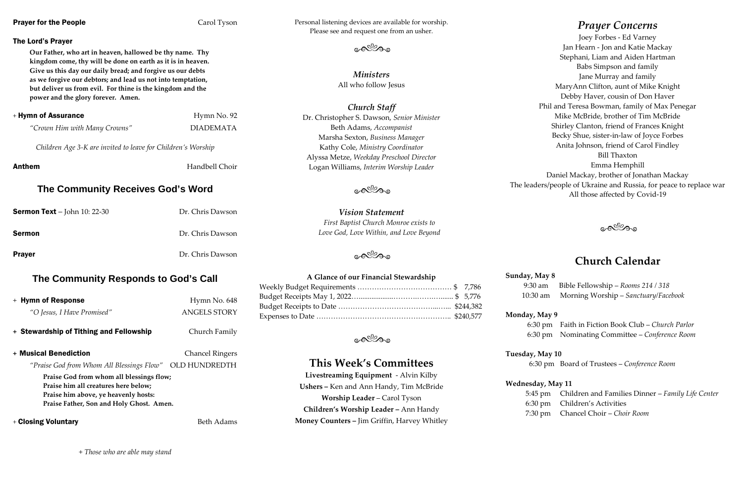**Prayer for the People** Carol Tyson

**The Lord's Prayer**

**Our Father, who art in heaven, hallowed be thy name. Thy kingdom come, thy will be done on earth as it is in heaven. Give us this day our daily bread; and forgive us our debts as we forgive our debtors; and lead us not into temptation, but deliver us from evil. For thine is the kingdom and the power and the glory forever. Amen.**

+ **Hymn of Assurance** Hymn No. 92

*"Crown Him with Many Crowns"* DIADEMATA

*Children Age 3-K are invited to leave for Children's Worship*

**Anthem** Handbell Choir

## The Community Receives God's Word

**Sermon Text** – John 10: 22-30 Dr. Chris Dawson

**Sermon** Dr. Chris Dawson

**Prayer** Dr. Chris Dawson

## The Community Responds to God's Call

+ **Hymn of Response** Hymn No. 648

*"O Jesus, I Have Promised"* ANGELS STORY

+ **Stewardship of Tithing and Fellowship** Church Family

+ **Musical Benediction** Chancel Ringers

*"Praise God from Whom All Blessings Flow"* OLD HUNDREDTH

**Praise God from whom all blessings flow;**
**Praise him all creatures here below;**
**Praise him above, ye heavenly hosts:**
**Praise Father, Son and Holy Ghost. Amen.**

+ **Closing Voluntary** Beth Adams

*+ Those who are able may stand*

Personal listening devices are available for worship. Please see and request one from an usher.

### *Ministers*

All who follow Jesus

### *Church Staff*

Dr. Christopher S. Dawson, *Senior Minister*
Beth Adams, *Accompanist*
Marsha Sexton, *Business Manager*
Kathy Cole, *Ministry Coordinator*
Alyssa Metze, *Weekday Preschool Director*
Logan Williams, *Interim Worship Leader*

### *Vision Statement*

*First Baptist Church Monroe exists to Love God, Love Within, and Love Beyond*

### A Glance of our Financial Stewardship

| | |
|---|---|
| Weekly Budget Requirements | $ 7,786 |
| Budget Receipts May 1, 2022 | $ 5,776 |
| Budget Receipts to Date | $244,382 |
| Expenses to Date | $240,577 |

## This Week's Committees

**Livestreaming Equipment** - Alvin Kilby
**Ushers –** Ken and Ann Handy, Tim McBride
**Worship Leader** – Carol Tyson
**Children's Worship Leader –** Ann Handy
**Money Counters –** Jim Griffin, Harvey Whitley

## *Prayer Concerns*

Joey Forbes - Ed Varney
Jan Hearn - Jon and Katie Mackay
Stephani, Liam and Aiden Hartman
Babs Simpson and family
Jane Murray and family
MaryAnn Clifton, aunt of Mike Knight
Debby Haver, cousin of Don Haver
Phil and Teresa Bowman, family of Max Penegar
Mike McBride, brother of Tim McBride
Shirley Clanton, friend of Frances Knight
Becky Shue, sister-in-law of Joyce Forbes
Anita Johnson, friend of Carol Findley
Bill Thaxton
Emma Hemphill
Daniel Mackay, brother of Jonathan Mackay
The leaders/people of Ukraine and Russia, for peace to replace war
All those affected by Covid-19

## Church Calendar

**Sunday, May 8**
9:30 am Bible Fellowship – *Rooms 214 / 318*
10:30 am Morning Worship – *Sanctuary/Facebook*

**Monday, May 9**
6:30 pm Faith in Fiction Book Club – *Church Parlor*
6:30 pm Nominating Committee – *Conference Room*

**Tuesday, May 10**
6:30 pm Board of Trustees – *Conference Room*

**Wednesday, May 11**
5:45 pm Children and Families Dinner – *Family Life Center*
6:30 pm Children's Activities
7:30 pm Chancel Choir – *Choir Room*